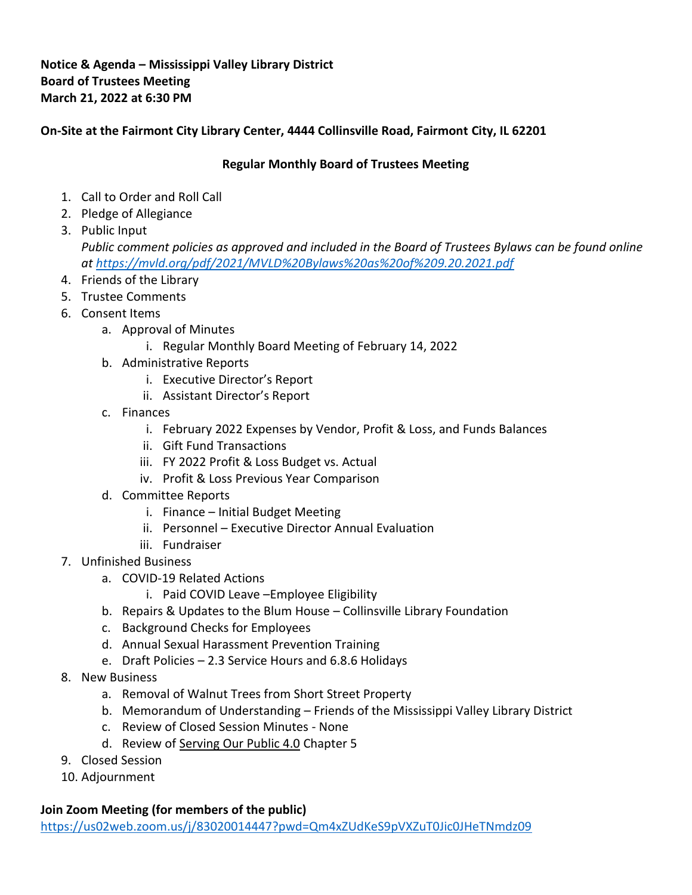**Notice & Agenda – Mississippi Valley Library District**
**Board of Trustees Meeting**
**March 21, 2022 at 6:30 PM**

**On-Site at the Fairmont City Library Center, 4444 Collinsville Road, Fairmont City, IL 62201**

**Regular Monthly Board of Trustees Meeting**

1. Call to Order and Roll Call
2. Pledge of Allegiance
3. Public Input
   *Public comment policies as approved and included in the Board of Trustees Bylaws can be found online at https://mvld.org/pdf/2021/MVLD%20Bylaws%20as%20of%209.20.2021.pdf*
4. Friends of the Library
5. Trustee Comments
6. Consent Items
   a. Approval of Minutes
      i. Regular Monthly Board Meeting of February 14, 2022
   b. Administrative Reports
      i. Executive Director's Report
      ii. Assistant Director's Report
   c. Finances
      i. February 2022 Expenses by Vendor, Profit & Loss, and Funds Balances
      ii. Gift Fund Transactions
      iii. FY 2022 Profit & Loss Budget vs. Actual
      iv. Profit & Loss Previous Year Comparison
   d. Committee Reports
      i. Finance – Initial Budget Meeting
      ii. Personnel – Executive Director Annual Evaluation
      iii. Fundraiser
7. Unfinished Business
   a. COVID-19 Related Actions
      i. Paid COVID Leave –Employee Eligibility
   b. Repairs & Updates to the Blum House – Collinsville Library Foundation
   c. Background Checks for Employees
   d. Annual Sexual Harassment Prevention Training
   e. Draft Policies – 2.3 Service Hours and 6.8.6 Holidays
8. New Business
   a. Removal of Walnut Trees from Short Street Property
   b. Memorandum of Understanding – Friends of the Mississippi Valley Library District
   c. Review of Closed Session Minutes - None
   d. Review of Serving Our Public 4.0 Chapter 5
9. Closed Session
10. Adjournment

**Join Zoom Meeting (for members of the public)**
https://us02web.zoom.us/j/83020014447?pwd=Qm4xZUdKeS9pVXZuT0Jic0JHeTNmdz09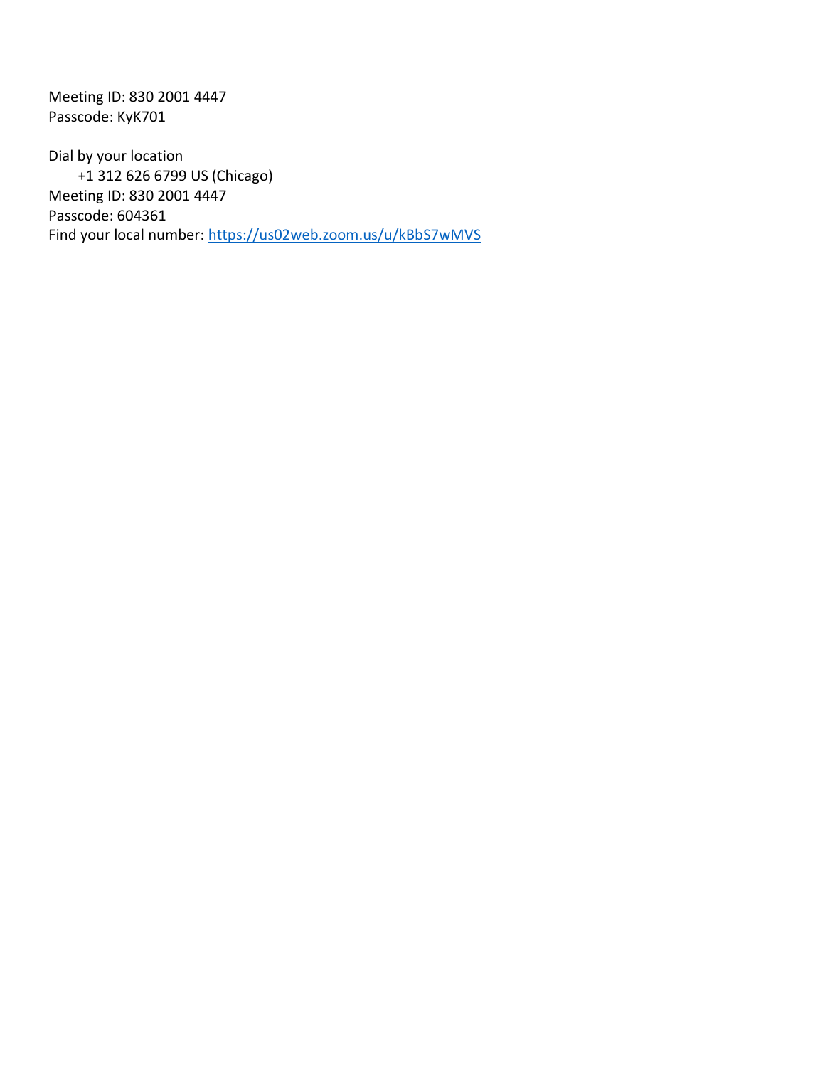Meeting ID: 830 2001 4447
Passcode: KyK701

Dial by your location
    +1 312 626 6799 US (Chicago)
Meeting ID: 830 2001 4447
Passcode: 604361
Find your local number: [https://us02web.zoom.us/u/kBbS7wMVS](https://us02web.zoom.us/u/kBbS7wMVS)